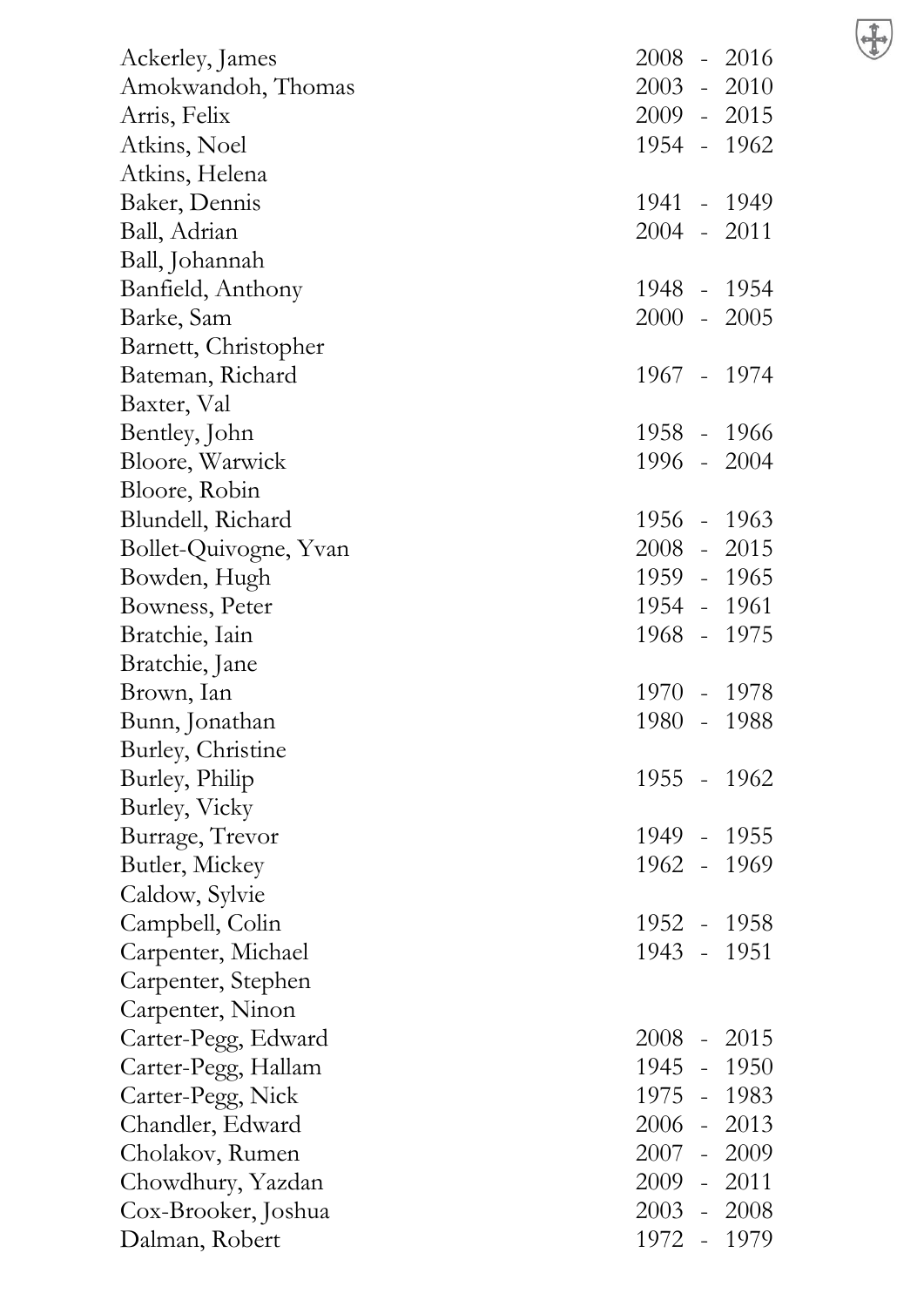| Name | Years |
| --- | --- |
| Ackerley, James | 2008 - 2016 |
| Amokwandoh, Thomas | 2003 - 2010 |
| Arris, Felix | 2009 - 2015 |
| Atkins, Noel | 1954 - 1962 |
| Atkins, Helena | |
| Baker, Dennis | 1941 - 1949 |
| Ball, Adrian | 2004 - 2011 |
| Ball, Johannah | |
| Banfield, Anthony | 1948 - 1954 |
| Barke, Sam | 2000 - 2005 |
| Barnett, Christopher | |
| Bateman, Richard | 1967 - 1974 |
| Baxter, Val | |
| Bentley, John | 1958 - 1966 |
| Bloore, Warwick | 1996 - 2004 |
| Bloore, Robin | |
| Blundell, Richard | 1956 - 1963 |
| Bollet-Quivogne, Yvan | 2008 - 2015 |
| Bowden, Hugh | 1959 - 1965 |
| Bowness, Peter | 1954 - 1961 |
| Bratchie, Iain | 1968 - 1975 |
| Bratchie, Jane | |
| Brown, Ian | 1970 - 1978 |
| Bunn, Jonathan | 1980 - 1988 |
| Burley, Christine | |
| Burley, Philip | 1955 - 1962 |
| Burley, Vicky | |
| Burrage, Trevor | 1949 - 1955 |
| Butler, Mickey | 1962 - 1969 |
| Caldow, Sylvie | |
| Campbell, Colin | 1952 - 1958 |
| Carpenter, Michael | 1943 - 1951 |
| Carpenter, Stephen | |
| Carpenter, Ninon | |
| Carter-Pegg, Edward | 2008 - 2015 |
| Carter-Pegg, Hallam | 1945 - 1950 |
| Carter-Pegg, Nick | 1975 - 1983 |
| Chandler, Edward | 2006 - 2013 |
| Cholakov, Rumen | 2007 - 2009 |
| Chowdhury, Yazdan | 2009 - 2011 |
| Cox-Brooker, Joshua | 2003 - 2008 |
| Dalman, Robert | 1972 - 1979 |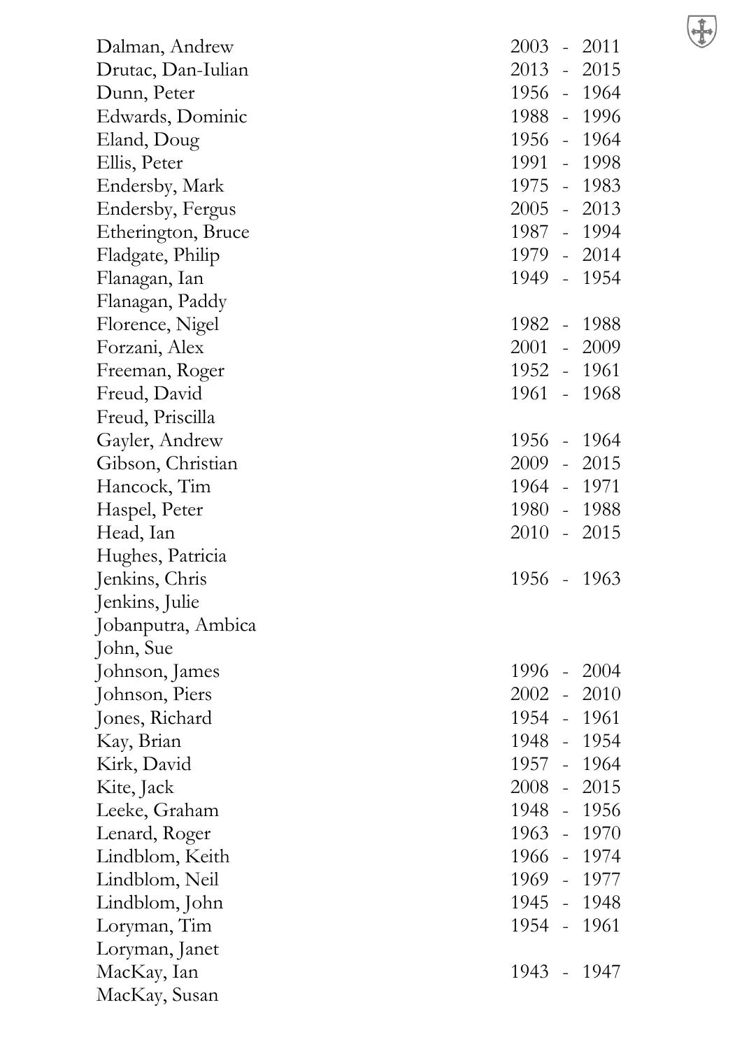| Name | Years |
|---|---|
| Dalman, Andrew | 2003 - 2011 |
| Drutac, Dan-Iulian | 2013 - 2015 |
| Dunn, Peter | 1956 - 1964 |
| Edwards, Dominic | 1988 - 1996 |
| Eland, Doug | 1956 - 1964 |
| Ellis, Peter | 1991 - 1998 |
| Endersby, Mark | 1975 - 1983 |
| Endersby, Fergus | 2005 - 2013 |
| Etherington, Bruce | 1987 - 1994 |
| Fladgate, Philip | 1979 - 2014 |
| Flanagan, Ian | 1949 - 1954 |
| Flanagan, Paddy | |
| Florence, Nigel | 1982 - 1988 |
| Forzani, Alex | 2001 - 2009 |
| Freeman, Roger | 1952 - 1961 |
| Freud, David | 1961 - 1968 |
| Freud, Priscilla | |
| Gayler, Andrew | 1956 - 1964 |
| Gibson, Christian | 2009 - 2015 |
| Hancock, Tim | 1964 - 1971 |
| Haspel, Peter | 1980 - 1988 |
| Head, Ian | 2010 - 2015 |
| Hughes, Patricia | |
| Jenkins, Chris | 1956 - 1963 |
| Jenkins, Julie | |
| Jobanputra, Ambica | |
| John, Sue | |
| Johnson, James | 1996 - 2004 |
| Johnson, Piers | 2002 - 2010 |
| Jones, Richard | 1954 - 1961 |
| Kay, Brian | 1948 - 1954 |
| Kirk, David | 1957 - 1964 |
| Kite, Jack | 2008 - 2015 |
| Leeke, Graham | 1948 - 1956 |
| Lenard, Roger | 1963 - 1970 |
| Lindblom, Keith | 1966 - 1974 |
| Lindblom, Neil | 1969 - 1977 |
| Lindblom, John | 1945 - 1948 |
| Loryman, Tim | 1954 - 1961 |
| Loryman, Janet | |
| MacKay, Ian | 1943 - 1947 |
| MacKay, Susan | |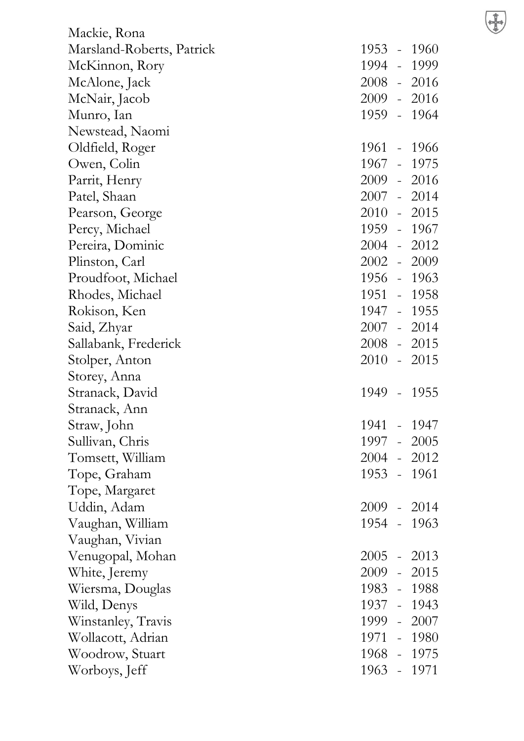| | |
|---|---|
| Mackie, Rona | |
| Marsland-Roberts, Patrick | 1953 - 1960 |
| McKinnon, Rory | 1994 - 1999 |
| McAlone, Jack | 2008 - 2016 |
| McNair, Jacob | 2009 - 2016 |
| Munro, Ian | 1959 - 1964 |
| Newstead, Naomi | |
| Oldfield, Roger | 1961 - 1966 |
| Owen, Colin | 1967 - 1975 |
| Parrit, Henry | 2009 - 2016 |
| Patel, Shaan | 2007 - 2014 |
| Pearson, George | 2010 - 2015 |
| Percy, Michael | 1959 - 1967 |
| Pereira, Dominic | 2004 - 2012 |
| Plinston, Carl | 2002 - 2009 |
| Proudfoot, Michael | 1956 - 1963 |
| Rhodes, Michael | 1951 - 1958 |
| Rokison, Ken | 1947 - 1955 |
| Said, Zhyar | 2007 - 2014 |
| Sallabank, Frederick | 2008 - 2015 |
| Stolper, Anton | 2010 - 2015 |
| Storey, Anna | |
| Stranack, David | 1949 - 1955 |
| Stranack, Ann | |
| Straw, John | 1941 - 1947 |
| Sullivan, Chris | 1997 - 2005 |
| Tomsett, William | 2004 - 2012 |
| Tope, Graham | 1953 - 1961 |
| Tope, Margaret | |
| Uddin, Adam | 2009 - 2014 |
| Vaughan, William | 1954 - 1963 |
| Vaughan, Vivian | |
| Venugopal, Mohan | 2005 - 2013 |
| White, Jeremy | 2009 - 2015 |
| Wiersma, Douglas | 1983 - 1988 |
| Wild, Denys | 1937 - 1943 |
| Winstanley, Travis | 1999 - 2007 |
| Wollacott, Adrian | 1971 - 1980 |
| Woodrow, Stuart | 1968 - 1975 |
| Worboys, Jeff | 1963 - 1971 |